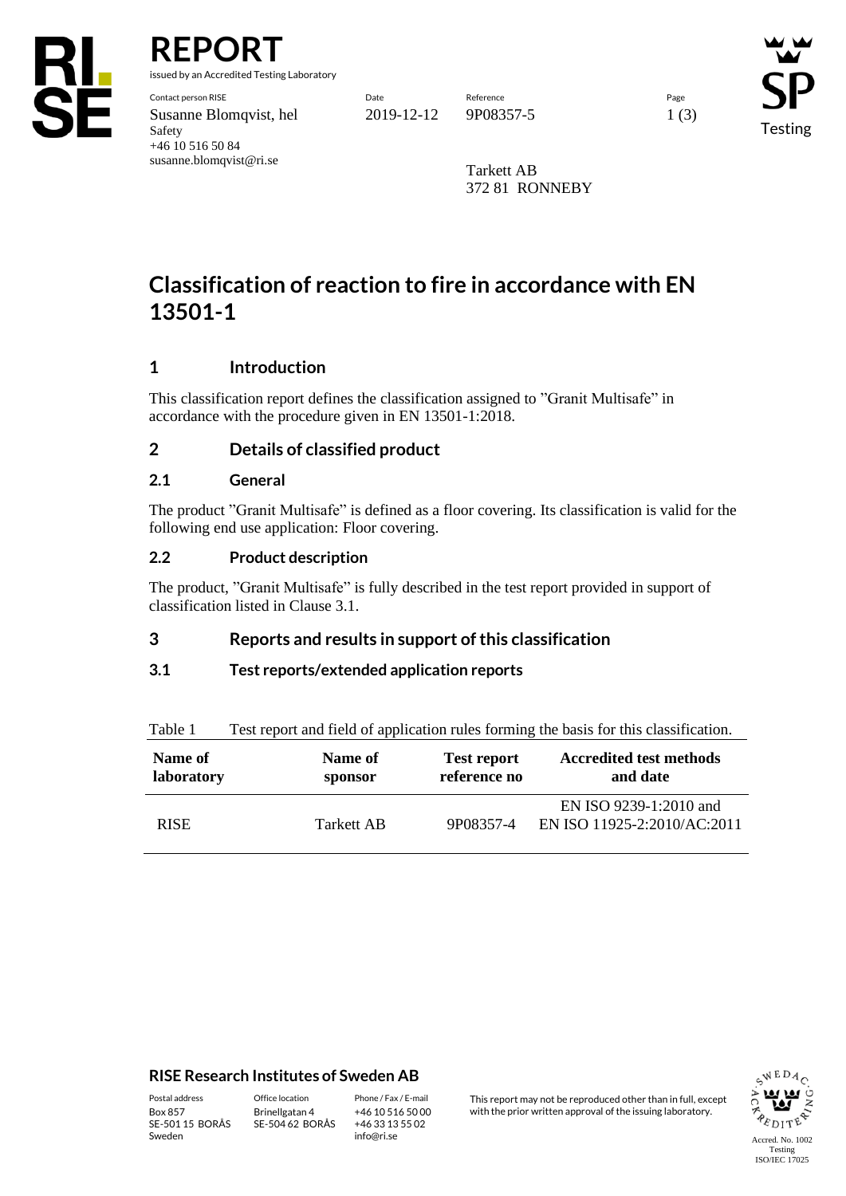# REPORT

issued by an Accredited Testing Laboratory

Contact person RISE
Susanne Blomqvist, hel
Safety
+46 10 516 50 84
susanne.blomqvist@ri.se

Date
2019-12-12

Reference
9P08357-5

Tarkett AB
372 81 RONNEBY

# Classification of reaction to fire in accordance with EN 13501-1

## 1 Introduction

This classification report defines the classification assigned to "Granit Multisafe" in accordance with the procedure given in EN 13501-1:2018.

## 2 Details of classified product

### 2.1 General

The product "Granit Multisafe" is defined as a floor covering. Its classification is valid for the following end use application: Floor covering.

### 2.2 Product description

The product, "Granit Multisafe" is fully described in the test report provided in support of classification listed in Clause 3.1.

## 3 Reports and results in support of this classification

### 3.1 Test reports/extended application reports

Table 1 Test report and field of application rules forming the basis for this classification.

| Name of laboratory | Name of sponsor | Test report reference no | Accredited test methods and date |
|---|---|---|---|
| RISE | Tarkett AB | 9P08357-4 | EN ISO 9239-1:2010 and EN ISO 11925-2:2010/AC:2011 |

**RISE Research Institutes of Sweden AB**

Postal address: Box 857, SE-501 15 BORÅS, Sweden
Office location: Brinellgatan 4, SE-504 62 BORÅS
Phone / Fax / E-mail: +46 10 516 50 00, +46 33 13 55 02, info@ri.se

This report may not be reproduced other than in full, except with the prior written approval of the issuing laboratory.

Accred. No. 1002 Testing ISO/IEC 17025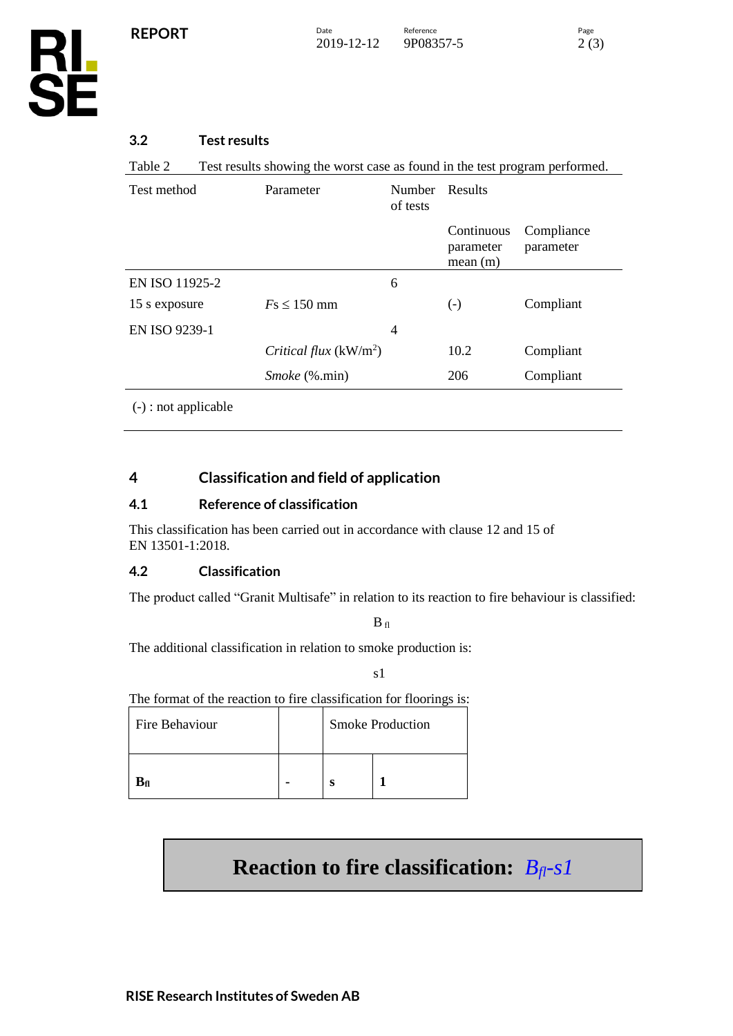### 3.2 Test results

Table 2 Test results showing the worst case as found in the test program performed.

| Test method | Parameter | Number of tests | Results | |
|---|---|---|---|---|
| | | | Continuous parameter mean (m) | Compliance parameter |
| EN ISO 11925-2 | | 6 | | |
| 15 s exposure | $Fs \leq 150$ mm | | (-) | Compliant |
| EN ISO 9239-1 | | 4 | | |
| | *Critical flux* (kW/m$^2$) | | 10.2 | Compliant |
| | *Smoke* (%.min) | | 206 | Compliant |

(-) : not applicable

## 4 Classification and field of application

### 4.1 Reference of classification

This classification has been carried out in accordance with clause 12 and 15 of EN 13501-1:2018.

### 4.2 Classification

The product called “Granit Multisafe” in relation to its reaction to fire behaviour is classified:

$B_{fl}$

The additional classification in relation to smoke production is:

s1

The format of the reaction to fire classification for floorings is:

| Fire Behaviour | | Smoke Production | |
|---|---|---|---|
| **$B_{fl}$** | **-** | **s** | **1** |

**Reaction to fire classification:** ***$B_{fl}$-s1***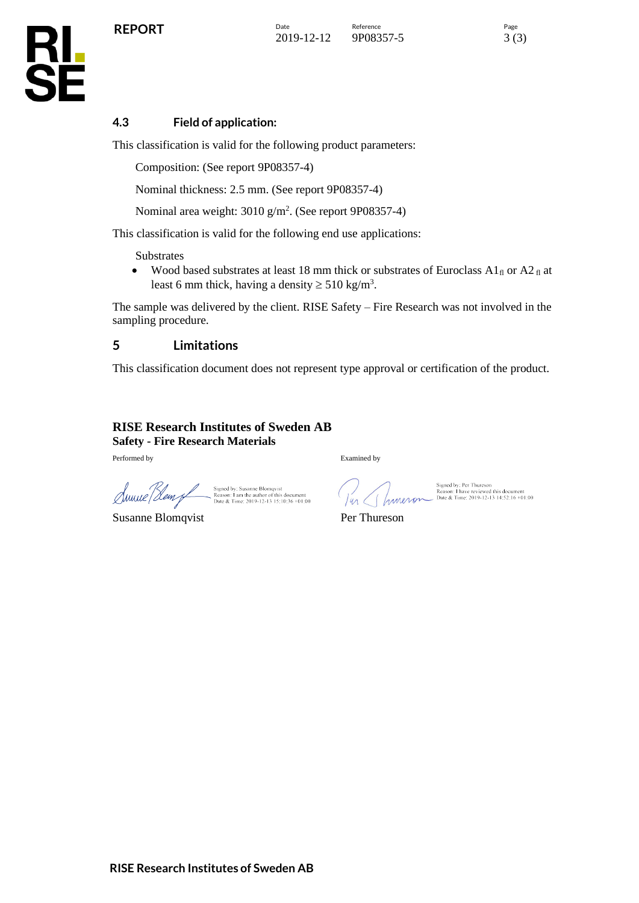## 4.3 Field of application:

This classification is valid for the following product parameters:

Composition: (See report 9P08357-4)

Nominal thickness: 2.5 mm. (See report 9P08357-4)

Nominal area weight: 3010 g/m$^2$. (See report 9P08357-4)

This classification is valid for the following end use applications:

Substrates

- Wood based substrates at least 18 mm thick or substrates of Euroclass $A1_{fl}$ or $A2_{fl}$ at least 6 mm thick, having a density $\geq$ 510 kg/m$^3$.

The sample was delivered by the client. RISE Safety – Fire Research was not involved in the sampling procedure.

## 5 Limitations

This classification document does not represent type approval or certification of the product.

**RISE Research Institutes of Sweden AB**
**Safety - Fire Research Materials**

| Performed by | Examined by |
|---|---|
| Signed by: Susanne Blomqvist<br>Reason: I am the author of this document<br>Date & Time: 2019-12-13 15:10:36 +01:00 | Signed by: Per Thureson<br>Reason: I have reviewed this document<br>Date & Time: 2019-12-13 14:52:16 +01:00 |
| Susanne Blomqvist | Per Thureson |